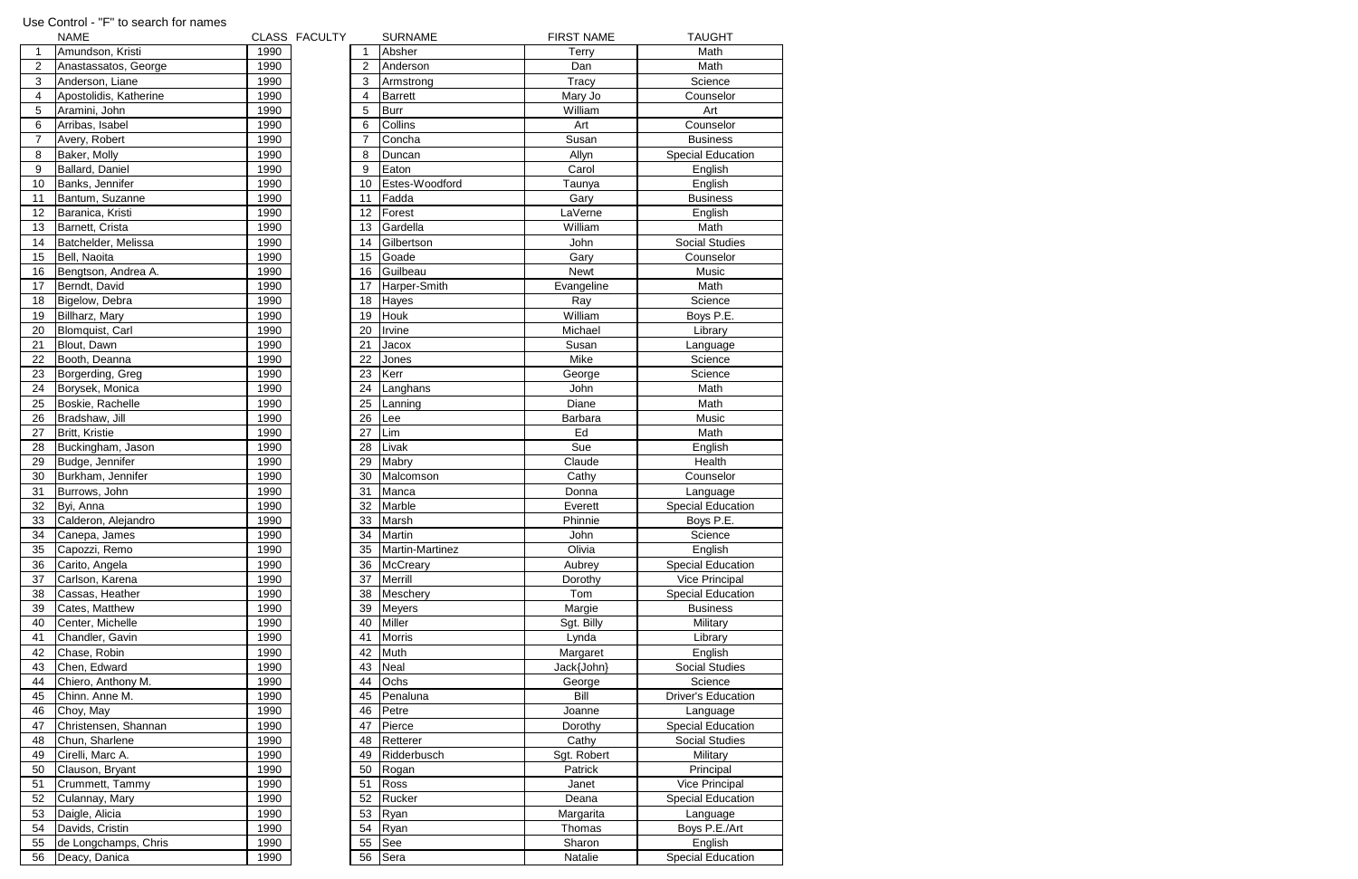Use Control - "F" to search for names

|  | NAME | CLASS | FACULTY |  | SURNAME | FIRST NAME | TAUGHT |
|---|---|---|---|---|---|---|---|
| 1 | Amundson, Kristi | 1990 |  | 1 | Absher | Terry | Math |
| 2 | Anastassatos, George | 1990 |  | 2 | Anderson | Dan | Math |
| 3 | Anderson, Liane | 1990 |  | 3 | Armstrong | Tracy | Science |
| 4 | Apostolidis, Katherine | 1990 |  | 4 | Barrett | Mary Jo | Counselor |
| 5 | Aramini, John | 1990 |  | 5 | Burr | William | Art |
| 6 | Arribas, Isabel | 1990 |  | 6 | Collins | Art | Counselor |
| 7 | Avery, Robert | 1990 |  | 7 | Concha | Susan | Business |
| 8 | Baker, Molly | 1990 |  | 8 | Duncan | Allyn | Special Education |
| 9 | Ballard, Daniel | 1990 |  | 9 | Eaton | Carol | English |
| 10 | Banks, Jennifer | 1990 |  | 10 | Estes-Woodford | Taunya | English |
| 11 | Bantum, Suzanne | 1990 |  | 11 | Fadda | Gary | Business |
| 12 | Baranica, Kristi | 1990 |  | 12 | Forest | LaVerne | English |
| 13 | Barnett, Crista | 1990 |  | 13 | Gardella | William | Math |
| 14 | Batchelder, Melissa | 1990 |  | 14 | Gilbertson | John | Social Studies |
| 15 | Bell, Naoita | 1990 |  | 15 | Goade | Gary | Counselor |
| 16 | Bengtson, Andrea A. | 1990 |  | 16 | Guilbeau | Newt | Music |
| 17 | Berndt, David | 1990 |  | 17 | Harper-Smith | Evangeline | Math |
| 18 | Bigelow, Debra | 1990 |  | 18 | Hayes | Ray | Science |
| 19 | Billharz, Mary | 1990 |  | 19 | Houk | William | Boys P.E. |
| 20 | Blomquist, Carl | 1990 |  | 20 | Irvine | Michael | Library |
| 21 | Blout, Dawn | 1990 |  | 21 | Jacox | Susan | Language |
| 22 | Booth, Deanna | 1990 |  | 22 | Jones | Mike | Science |
| 23 | Borgerding, Greg | 1990 |  | 23 | Kerr | George | Science |
| 24 | Borysek, Monica | 1990 |  | 24 | Langhans | John | Math |
| 25 | Boskie, Rachelle | 1990 |  | 25 | Lanning | Diane | Math |
| 26 | Bradshaw, Jill | 1990 |  | 26 | Lee | Barbara | Music |
| 27 | Britt, Kristie | 1990 |  | 27 | Lim | Ed | Math |
| 28 | Buckingham, Jason | 1990 |  | 28 | Livak | Sue | English |
| 29 | Budge, Jennifer | 1990 |  | 29 | Mabry | Claude | Health |
| 30 | Burkham, Jennifer | 1990 |  | 30 | Malcomson | Cathy | Counselor |
| 31 | Burrows, John | 1990 |  | 31 | Manca | Donna | Language |
| 32 | Byi, Anna | 1990 |  | 32 | Marble | Everett | Special Education |
| 33 | Calderon, Alejandro | 1990 |  | 33 | Marsh | Phinnie | Boys P.E. |
| 34 | Canepa, James | 1990 |  | 34 | Martin | John | Science |
| 35 | Capozzi, Remo | 1990 |  | 35 | Martin-Martinez | Olivia | English |
| 36 | Carito, Angela | 1990 |  | 36 | McCreary | Aubrey | Special Education |
| 37 | Carlson, Karena | 1990 |  | 37 | Merrill | Dorothy | Vice Principal |
| 38 | Cassas, Heather | 1990 |  | 38 | Meschery | Tom | Special Education |
| 39 | Cates, Matthew | 1990 |  | 39 | Meyers | Margie | Business |
| 40 | Center, Michelle | 1990 |  | 40 | Miller | Sgt. Billy | Military |
| 41 | Chandler, Gavin | 1990 |  | 41 | Morris | Lynda | Library |
| 42 | Chase, Robin | 1990 |  | 42 | Muth | Margaret | English |
| 43 | Chen, Edward | 1990 |  | 43 | Neal | Jack{John} | Social Studies |
| 44 | Chiero, Anthony M. | 1990 |  | 44 | Ochs | George | Science |
| 45 | Chinn. Anne M. | 1990 |  | 45 | Penaluna | Bill | Driver's Education |
| 46 | Choy, May | 1990 |  | 46 | Petre | Joanne | Language |
| 47 | Christensen, Shannan | 1990 |  | 47 | Pierce | Dorothy | Special Education |
| 48 | Chun, Sharlene | 1990 |  | 48 | Retterer | Cathy | Social Studies |
| 49 | Cirelli, Marc A. | 1990 |  | 49 | Ridderbusch | Sgt. Robert | Military |
| 50 | Clauson, Bryant | 1990 |  | 50 | Rogan | Patrick | Principal |
| 51 | Crummett, Tammy | 1990 |  | 51 | Ross | Janet | Vice Principal |
| 52 | Culannay, Mary | 1990 |  | 52 | Rucker | Deana | Special Education |
| 53 | Daigle, Alicia | 1990 |  | 53 | Ryan | Margarita | Language |
| 54 | Davids, Cristin | 1990 |  | 54 | Ryan | Thomas | Boys P.E./Art |
| 55 | de Longchamps, Chris | 1990 |  | 55 | See | Sharon | English |
| 56 | Deacy, Danica | 1990 |  | 56 | Sera | Natalie | Special Education |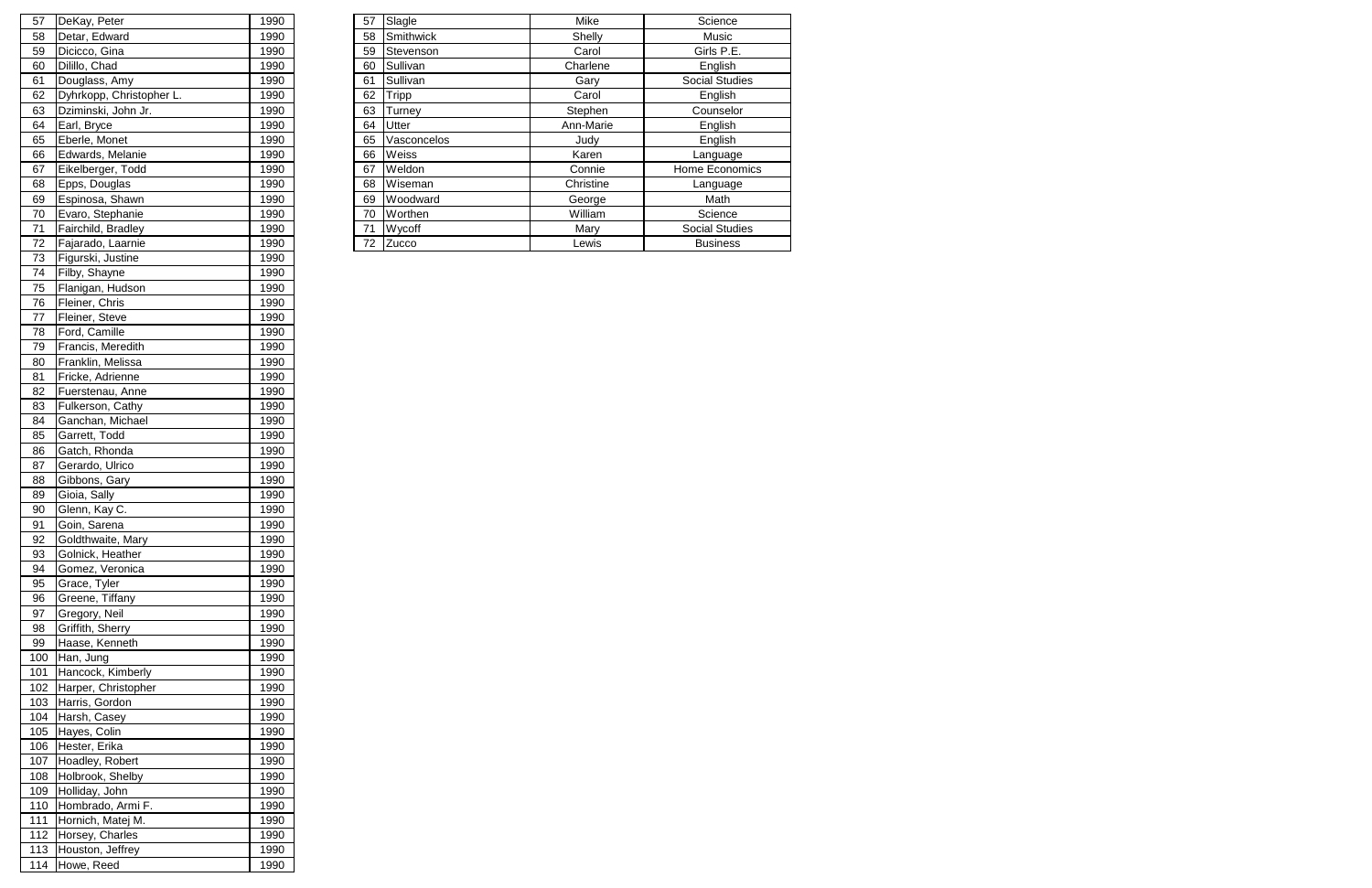| 57 | DeKay, Peter | 1990 |
|---|---|---|
| 58 | Detar, Edward | 1990 |
| 59 | Dicicco, Gina | 1990 |
| 60 | Dilillo, Chad | 1990 |
| 61 | Douglass, Amy | 1990 |
| 62 | Dyhrkopp, Christopher L. | 1990 |
| 63 | Dziminski, John Jr. | 1990 |
| 64 | Earl, Bryce | 1990 |
| 65 | Eberle, Monet | 1990 |
| 66 | Edwards, Melanie | 1990 |
| 67 | Eikelberger, Todd | 1990 |
| 68 | Epps, Douglas | 1990 |
| 69 | Espinosa, Shawn | 1990 |
| 70 | Evaro, Stephanie | 1990 |
| 71 | Fairchild, Bradley | 1990 |
| 72 | Fajarado, Laarnie | 1990 |
| 73 | Figurski, Justine | 1990 |
| 74 | Filby, Shayne | 1990 |
| 75 | Flanigan, Hudson | 1990 |
| 76 | Fleiner, Chris | 1990 |
| 77 | Fleiner, Steve | 1990 |
| 78 | Ford, Camille | 1990 |
| 79 | Francis, Meredith | 1990 |
| 80 | Franklin, Melissa | 1990 |
| 81 | Fricke, Adrienne | 1990 |
| 82 | Fuerstenau, Anne | 1990 |
| 83 | Fulkerson, Cathy | 1990 |
| 84 | Ganchan, Michael | 1990 |
| 85 | Garrett, Todd | 1990 |
| 86 | Gatch, Rhonda | 1990 |
| 87 | Gerardo, Ulrico | 1990 |
| 88 | Gibbons, Gary | 1990 |
| 89 | Gioia, Sally | 1990 |
| 90 | Glenn, Kay C. | 1990 |
| 91 | Goin, Sarena | 1990 |
| 92 | Goldthwaite, Mary | 1990 |
| 93 | Golnick, Heather | 1990 |
| 94 | Gomez, Veronica | 1990 |
| 95 | Grace, Tyler | 1990 |
| 96 | Greene, Tiffany | 1990 |
| 97 | Gregory, Neil | 1990 |
| 98 | Griffith, Sherry | 1990 |
| 99 | Haase, Kenneth | 1990 |
| 100 | Han, Jung | 1990 |
| 101 | Hancock, Kimberly | 1990 |
| 102 | Harper, Christopher | 1990 |
| 103 | Harris, Gordon | 1990 |
| 104 | Harsh, Casey | 1990 |
| 105 | Hayes, Colin | 1990 |
| 106 | Hester, Erika | 1990 |
| 107 | Hoadley, Robert | 1990 |
| 108 | Holbrook, Shelby | 1990 |
| 109 | Holliday, John | 1990 |
| 110 | Hombrado, Armi F. | 1990 |
| 111 | Hornich, Matej M. | 1990 |
| 112 | Horsey, Charles | 1990 |
| 113 | Houston, Jeffrey | 1990 |
| 114 | Howe, Reed | 1990 |

| 57 | Slagle | Mike | Science |
|---|---|---|---|
| 58 | Smithwick | Shelly | Music |
| 59 | Stevenson | Carol | Girls P.E. |
| 60 | Sullivan | Charlene | English |
| 61 | Sullivan | Gary | Social Studies |
| 62 | Tripp | Carol | English |
| 63 | Turney | Stephen | Counselor |
| 64 | Utter | Ann-Marie | English |
| 65 | Vasconcelos | Judy | English |
| 66 | Weiss | Karen | Language |
| 67 | Weldon | Connie | Home Economics |
| 68 | Wiseman | Christine | Language |
| 69 | Woodward | George | Math |
| 70 | Worthen | William | Science |
| 71 | Wycoff | Mary | Social Studies |
| 72 | Zucco | Lewis | Business |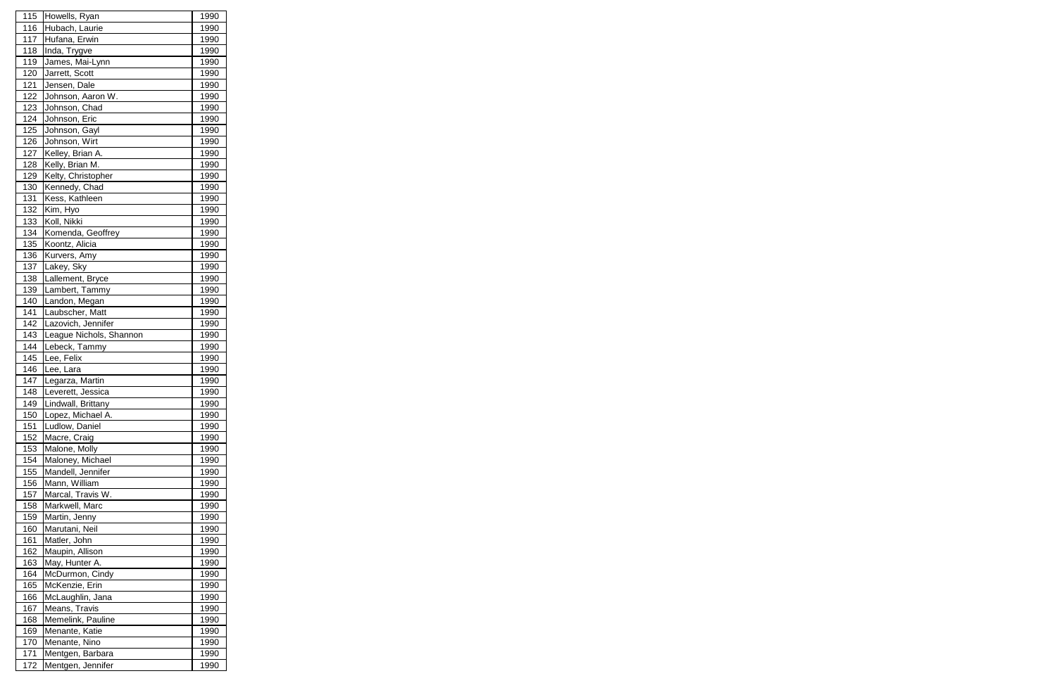| 115 | Howells, Ryan | 1990 |
|---|---|---|
| 116 | Hubach, Laurie | 1990 |
| 117 | Hufana, Erwin | 1990 |
| 118 | Inda, Trygve | 1990 |
| 119 | James, Mai-Lynn | 1990 |
| 120 | Jarrett, Scott | 1990 |
| 121 | Jensen, Dale | 1990 |
| 122 | Johnson, Aaron W. | 1990 |
| 123 | Johnson, Chad | 1990 |
| 124 | Johnson, Eric | 1990 |
| 125 | Johnson, Gayl | 1990 |
| 126 | Johnson, Wirt | 1990 |
| 127 | Kelley, Brian A. | 1990 |
| 128 | Kelly, Brian M. | 1990 |
| 129 | Kelty, Christopher | 1990 |
| 130 | Kennedy, Chad | 1990 |
| 131 | Kess, Kathleen | 1990 |
| 132 | Kim, Hyo | 1990 |
| 133 | Koll, Nikki | 1990 |
| 134 | Komenda, Geoffrey | 1990 |
| 135 | Koontz, Alicia | 1990 |
| 136 | Kurvers, Amy | 1990 |
| 137 | Lakey, Sky | 1990 |
| 138 | Lallement, Bryce | 1990 |
| 139 | Lambert, Tammy | 1990 |
| 140 | Landon, Megan | 1990 |
| 141 | Laubscher, Matt | 1990 |
| 142 | Lazovich, Jennifer | 1990 |
| 143 | League Nichols, Shannon | 1990 |
| 144 | Lebeck, Tammy | 1990 |
| 145 | Lee, Felix | 1990 |
| 146 | Lee, Lara | 1990 |
| 147 | Legarza, Martin | 1990 |
| 148 | Leverett, Jessica | 1990 |
| 149 | Lindwall, Brittany | 1990 |
| 150 | Lopez, Michael A. | 1990 |
| 151 | Ludlow, Daniel | 1990 |
| 152 | Macre, Craig | 1990 |
| 153 | Malone, Molly | 1990 |
| 154 | Maloney, Michael | 1990 |
| 155 | Mandell, Jennifer | 1990 |
| 156 | Mann, William | 1990 |
| 157 | Marcal, Travis W. | 1990 |
| 158 | Markwell, Marc | 1990 |
| 159 | Martin, Jenny | 1990 |
| 160 | Marutani, Neil | 1990 |
| 161 | Matler, John | 1990 |
| 162 | Maupin, Allison | 1990 |
| 163 | May, Hunter A. | 1990 |
| 164 | McDurmon, Cindy | 1990 |
| 165 | McKenzie, Erin | 1990 |
| 166 | McLaughlin, Jana | 1990 |
| 167 | Means, Travis | 1990 |
| 168 | Memelink, Pauline | 1990 |
| 169 | Menante, Katie | 1990 |
| 170 | Menante, Nino | 1990 |
| 171 | Mentgen, Barbara | 1990 |
| 172 | Mentgen, Jennifer | 1990 |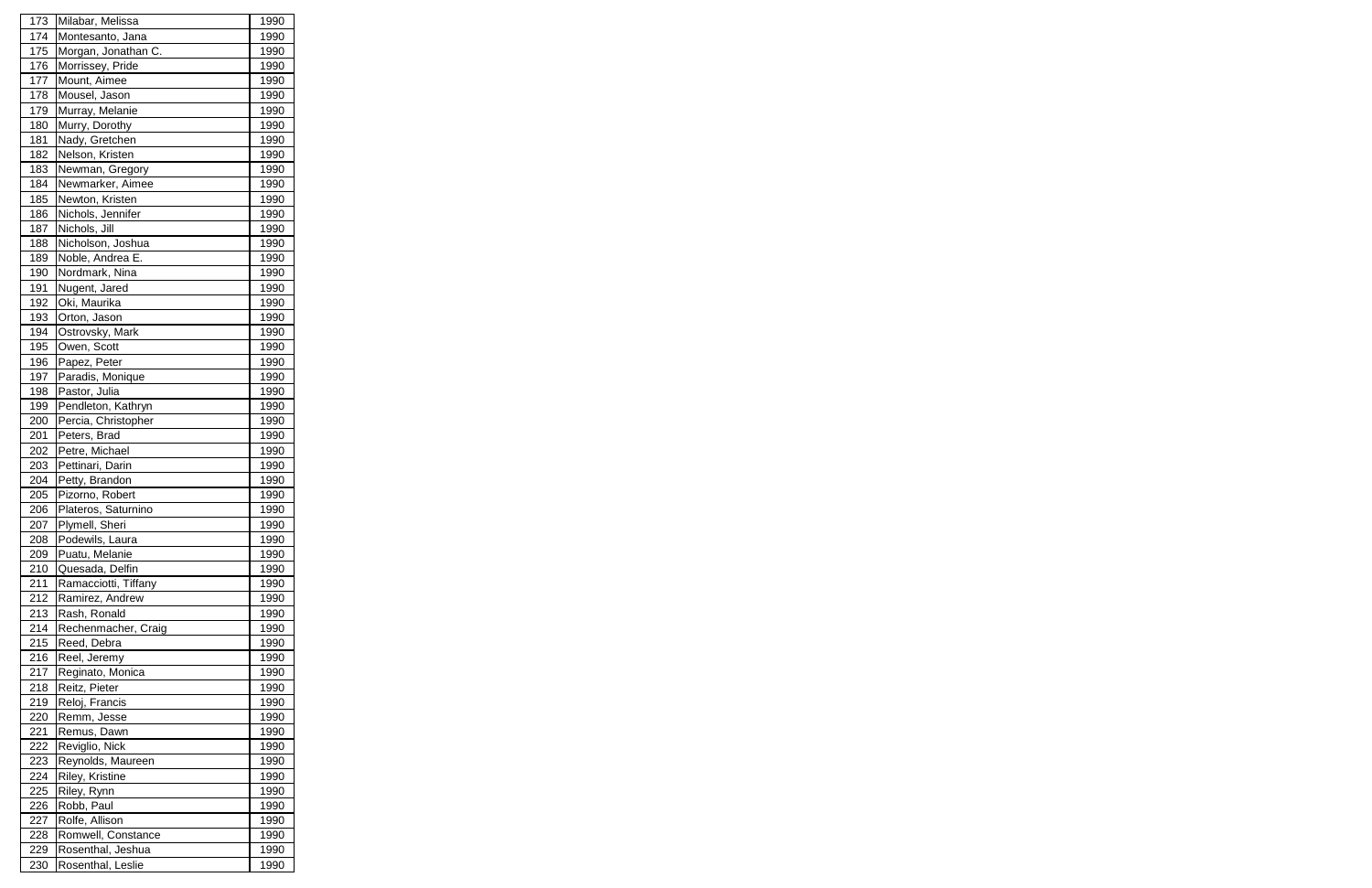| 173 | Milabar, Melissa | 1990 |
|---|---|---|
| 174 | Montesanto, Jana | 1990 |
| 175 | Morgan, Jonathan C. | 1990 |
| 176 | Morrissey, Pride | 1990 |
| 177 | Mount, Aimee | 1990 |
| 178 | Mousel, Jason | 1990 |
| 179 | Murray, Melanie | 1990 |
| 180 | Murry, Dorothy | 1990 |
| 181 | Nady, Gretchen | 1990 |
| 182 | Nelson, Kristen | 1990 |
| 183 | Newman, Gregory | 1990 |
| 184 | Newmarker, Aimee | 1990 |
| 185 | Newton, Kristen | 1990 |
| 186 | Nichols, Jennifer | 1990 |
| 187 | Nichols, Jill | 1990 |
| 188 | Nicholson, Joshua | 1990 |
| 189 | Noble, Andrea E. | 1990 |
| 190 | Nordmark, Nina | 1990 |
| 191 | Nugent, Jared | 1990 |
| 192 | Oki, Maurika | 1990 |
| 193 | Orton, Jason | 1990 |
| 194 | Ostrovsky, Mark | 1990 |
| 195 | Owen, Scott | 1990 |
| 196 | Papez, Peter | 1990 |
| 197 | Paradis, Monique | 1990 |
| 198 | Pastor, Julia | 1990 |
| 199 | Pendleton, Kathryn | 1990 |
| 200 | Percia, Christopher | 1990 |
| 201 | Peters, Brad | 1990 |
| 202 | Petre, Michael | 1990 |
| 203 | Pettinari, Darin | 1990 |
| 204 | Petty, Brandon | 1990 |
| 205 | Pizorno, Robert | 1990 |
| 206 | Plateros, Saturnino | 1990 |
| 207 | Plymell, Sheri | 1990 |
| 208 | Podewils, Laura | 1990 |
| 209 | Puatu, Melanie | 1990 |
| 210 | Quesada, Delfin | 1990 |
| 211 | Ramacciotti, Tiffany | 1990 |
| 212 | Ramirez, Andrew | 1990 |
| 213 | Rash, Ronald | 1990 |
| 214 | Rechenmacher, Craig | 1990 |
| 215 | Reed, Debra | 1990 |
| 216 | Reel, Jeremy | 1990 |
| 217 | Reginato, Monica | 1990 |
| 218 | Reitz, Pieter | 1990 |
| 219 | Reloj, Francis | 1990 |
| 220 | Remm, Jesse | 1990 |
| 221 | Remus, Dawn | 1990 |
| 222 | Reviglio, Nick | 1990 |
| 223 | Reynolds, Maureen | 1990 |
| 224 | Riley, Kristine | 1990 |
| 225 | Riley, Rynn | 1990 |
| 226 | Robb, Paul | 1990 |
| 227 | Rolfe, Allison | 1990 |
| 228 | Romwell, Constance | 1990 |
| 229 | Rosenthal, Jeshua | 1990 |
| 230 | Rosenthal, Leslie | 1990 |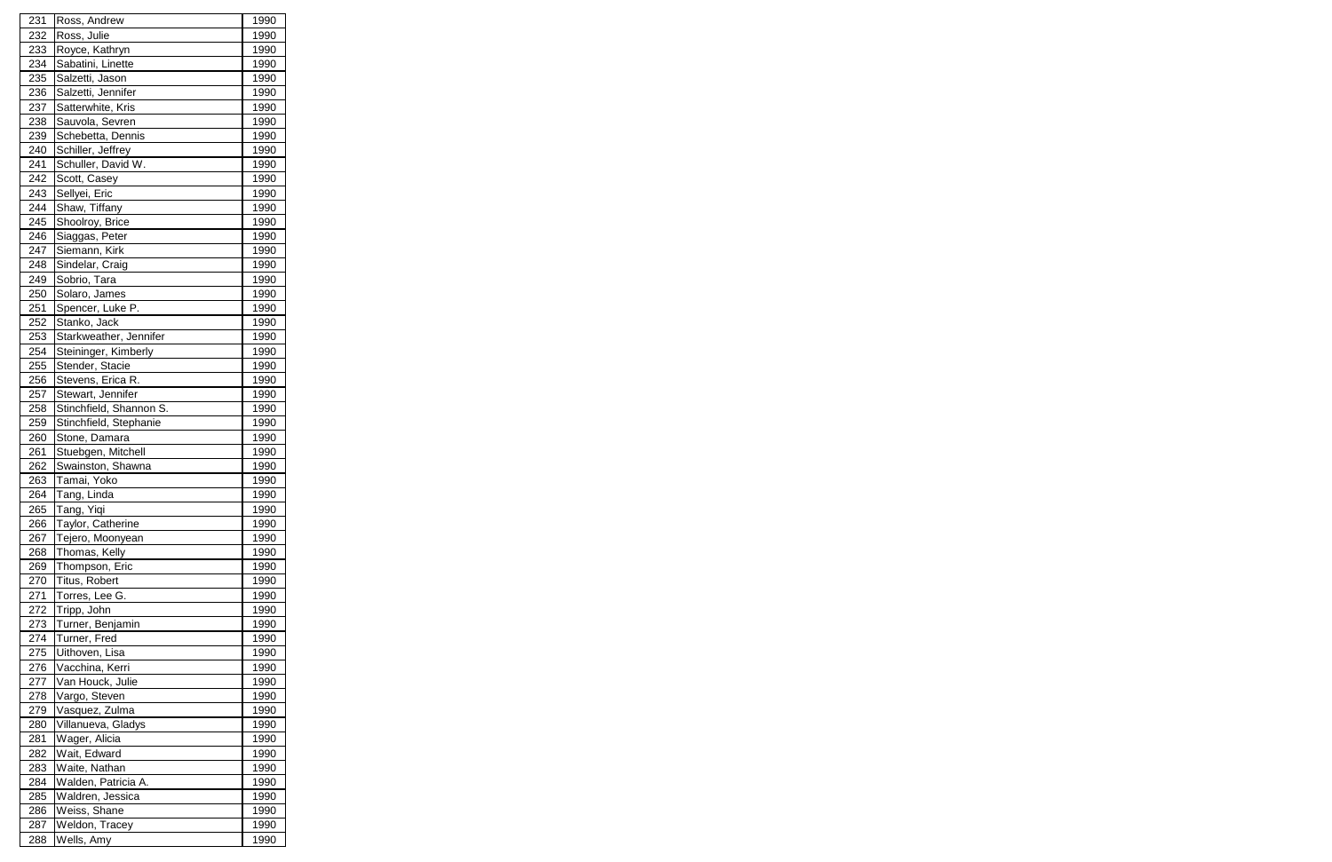| 231 | Ross, Andrew | 1990 |
|---|---|---|
| 232 | Ross, Julie | 1990 |
| 233 | Royce, Kathryn | 1990 |
| 234 | Sabatini, Linette | 1990 |
| 235 | Salzetti, Jason | 1990 |
| 236 | Salzetti, Jennifer | 1990 |
| 237 | Satterwhite, Kris | 1990 |
| 238 | Sauvola, Sevren | 1990 |
| 239 | Schebetta, Dennis | 1990 |
| 240 | Schiller, Jeffrey | 1990 |
| 241 | Schuller, David W. | 1990 |
| 242 | Scott, Casey | 1990 |
| 243 | Sellyei, Eric | 1990 |
| 244 | Shaw, Tiffany | 1990 |
| 245 | Shoolroy, Brice | 1990 |
| 246 | Siaggas, Peter | 1990 |
| 247 | Siemann, Kirk | 1990 |
| 248 | Sindelar, Craig | 1990 |
| 249 | Sobrio, Tara | 1990 |
| 250 | Solaro, James | 1990 |
| 251 | Spencer, Luke P. | 1990 |
| 252 | Stanko, Jack | 1990 |
| 253 | Starkweather, Jennifer | 1990 |
| 254 | Steininger, Kimberly | 1990 |
| 255 | Stender, Stacie | 1990 |
| 256 | Stevens, Erica R. | 1990 |
| 257 | Stewart, Jennifer | 1990 |
| 258 | Stinchfield, Shannon S. | 1990 |
| 259 | Stinchfield, Stephanie | 1990 |
| 260 | Stone, Damara | 1990 |
| 261 | Stuebgen, Mitchell | 1990 |
| 262 | Swainston, Shawna | 1990 |
| 263 | Tamai, Yoko | 1990 |
| 264 | Tang, Linda | 1990 |
| 265 | Tang, Yiqi | 1990 |
| 266 | Taylor, Catherine | 1990 |
| 267 | Tejero, Moonyean | 1990 |
| 268 | Thomas, Kelly | 1990 |
| 269 | Thompson, Eric | 1990 |
| 270 | Titus, Robert | 1990 |
| 271 | Torres, Lee G. | 1990 |
| 272 | Tripp, John | 1990 |
| 273 | Turner, Benjamin | 1990 |
| 274 | Turner, Fred | 1990 |
| 275 | Uithoven, Lisa | 1990 |
| 276 | Vacchina, Kerri | 1990 |
| 277 | Van Houck, Julie | 1990 |
| 278 | Vargo, Steven | 1990 |
| 279 | Vasquez, Zulma | 1990 |
| 280 | Villanueva, Gladys | 1990 |
| 281 | Wager, Alicia | 1990 |
| 282 | Wait, Edward | 1990 |
| 283 | Waite, Nathan | 1990 |
| 284 | Walden, Patricia A. | 1990 |
| 285 | Waldren, Jessica | 1990 |
| 286 | Weiss, Shane | 1990 |
| 287 | Weldon, Tracey | 1990 |
| 288 | Wells, Amy | 1990 |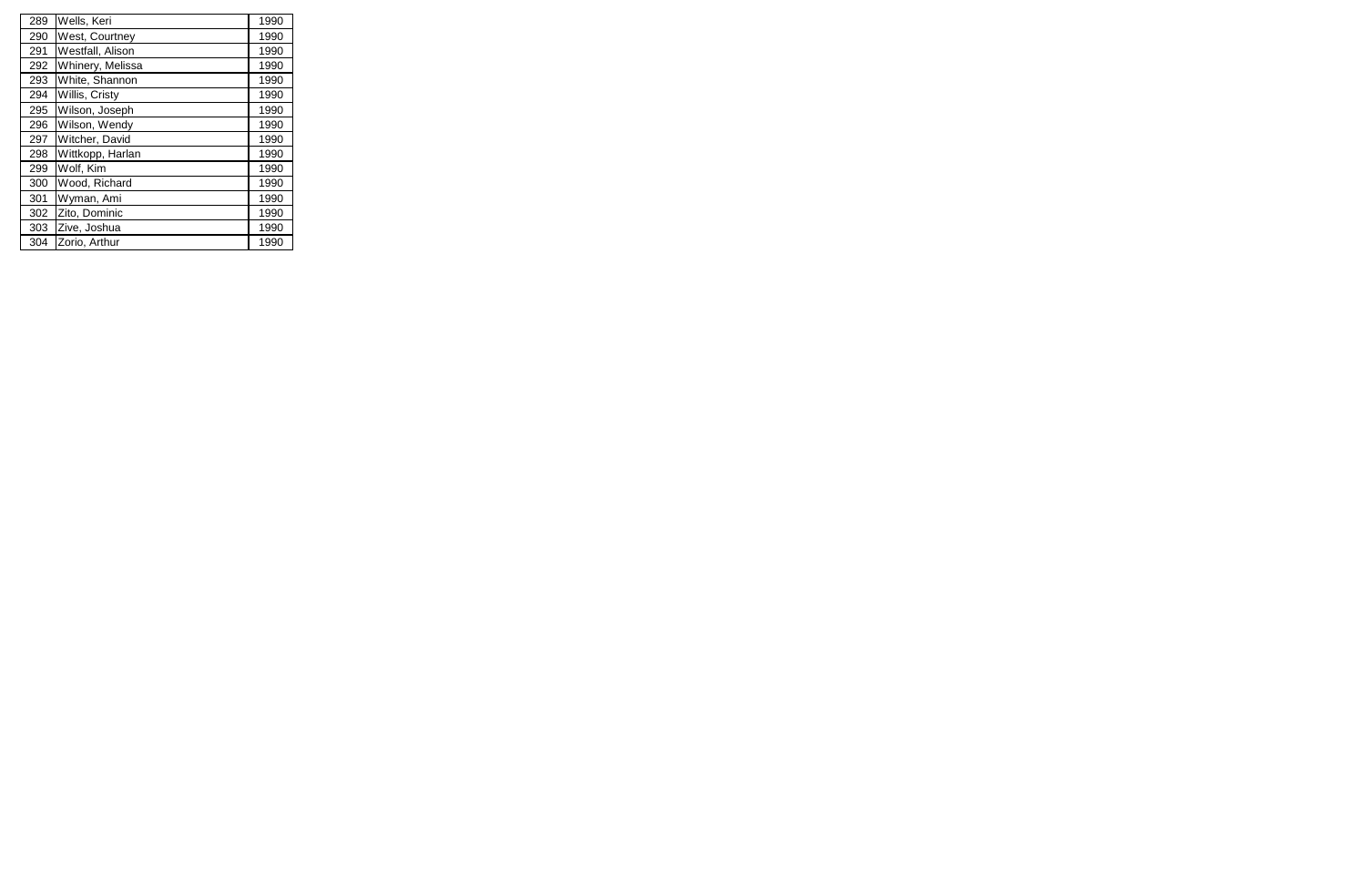| | | |
|---|---|---|
| 289 | Wells, Keri | 1990 |
| 290 | West, Courtney | 1990 |
| 291 | Westfall, Alison | 1990 |
| 292 | Whinery, Melissa | 1990 |
| 293 | White, Shannon | 1990 |
| 294 | Willis, Cristy | 1990 |
| 295 | Wilson, Joseph | 1990 |
| 296 | Wilson, Wendy | 1990 |
| 297 | Witcher, David | 1990 |
| 298 | Wittkopp, Harlan | 1990 |
| 299 | Wolf, Kim | 1990 |
| 300 | Wood, Richard | 1990 |
| 301 | Wyman, Ami | 1990 |
| 302 | Zito, Dominic | 1990 |
| 303 | Zive, Joshua | 1990 |
| 304 | Zorio, Arthur | 1990 |